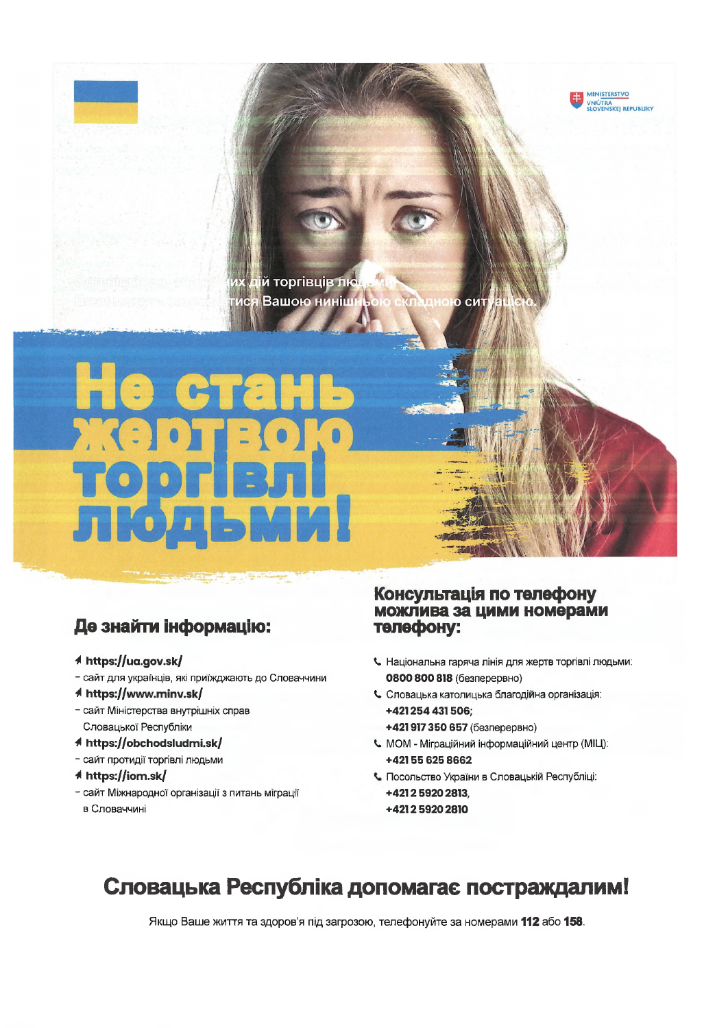MINISTERSTVO VNÚTRA SLOVENSKEJ REPUBLIKY

Остерігайтеся злочинних дій торгівців людьми.
Вони можуть скористатися Вашою нинішньою складною ситуацією.

# Не стань жертвою торгівлі людьми!

## Де знайти інформацію:

- **https://ua.gov.sk/**
  - сайт для українців, які приїжджають до Словаччини
- **https://www.minv.sk/**
  - сайт Міністерства внутрішніх справ Словацької Республіки
- **https://obchodsludmi.sk/**
  - сайт протидії торгівлі людьми
- **https://iom.sk/**
  - сайт Міжнародної організації з питань міграції в Словаччині

## Консультація по телефону можлива за цими номерами телефону:

- Національна гаряча лінія для жертв торгівлі людьми:
  **0800 800 818** (безперервно)
- Словацька католицька благодійна організація:
  **+421 254 431 506;**
  **+421 917 350 657** (безперервно)
- МОМ - Міграційний інформаційний центр (МІЦ):
  **+421 55 625 8662**
- Посольство України в Словацькій Республіці:
  **+421 2 5920 2813,**
  **+421 2 5920 2810**

## Словацька Республіка допомагає постраждалим!

Якщо Ваше життя та здоров'я під загрозою, телефонуйте за номерами **112** або **158**.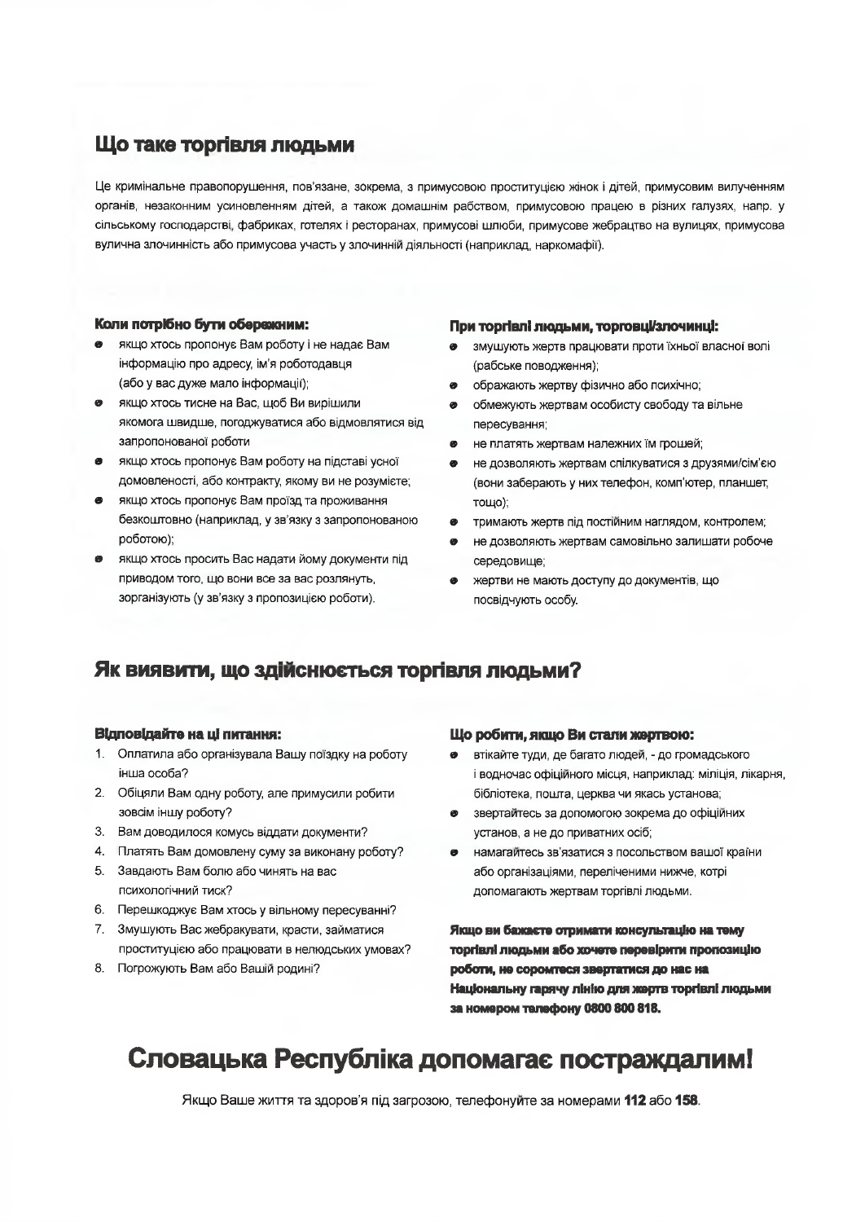## Що таке торгівля людьми

Це кримінальне правопорушення, пов'язане, зокрема, з примусовою проституцією жінок і дітей, примусовим вилученням органів, незаконним усиновленням дітей, а також домашнім рабством, примусовою працею в різних галузях, напр. у сільському господарстві, фабриках, готелях і ресторанах, примусові шлюби, примусове жебрацтво на вулицях, примусова вулична злочинність або примусова участь у злочинній діяльності (наприклад, наркомафії).

**Коли потрібно бути обережним:**

- якщо хтось пропонує Вам роботу і не надає Вам інформацію про адресу, ім'я роботодавця (або у вас дуже мало інформації);
- якщо хтось тисне на Вас, щоб Ви вирішили якомога швидше, погоджуватися або відмовлятися від запропонованої роботи
- якщо хтось пропонує Вам роботу на підставі усної домовленості, або контракту, якому ви не розумієте;
- якщо хтось пропонує Вам проїзд та проживання безкоштовно (наприклад, у зв'язку з запропонованою роботою);
- якщо хтось просить Вас надати йому документи під приводом того, що вони все за вас розглянуть, зорганізують (у зв'язку з пропозицією роботи).

**При торгівлі людьми, торговці/злочинці:**

- змушують жертв працювати проти їхньої власної волі (рабське поводження);
- ображають жертву фізично або психічно;
- обмежують жертвам особисту свободу та вільне пересування;
- не платять жертвам належних їм грошей;
- не дозволяють жертвам спілкуватися з друзями/сім'єю (вони забирають у них телефон, комп'ютер, планшет, тощо);
- тримають жертв під постійним наглядом, контролем;
- не дозволяють жертвам самовільно залишати робоче середовище;
- жертви не мають доступу до документів, що посвідчують особу.

## Як виявити, що здійснюється торгівля людьми?

**Відповідайте на ці питання:**

1. Оплатила або організувала Вашу поїздку на роботу інша особа?
2. Обіцяли Вам одну роботу, але примусили робити зовсім іншу роботу?
3. Вам доводилося комусь віддати документи?
4. Платять Вам домовлену суму за виконану роботу?
5. Завдають Вам болю або чинять на вас психологічний тиск?
6. Перешкоджує Вам хтось у вільному пересуванні?
7. Змушують Вас жебракувати, красти, займатися проституцією або працювати в нелюдських умовах?
8. Погрожують Вам або Вашій родині?

**Що робити, якщо Ви стали жертвою:**

- втікайте туди, де багато людей, - до громадського і водночас офіційного місця, наприклад: міліція, лікарня, бібліотека, пошта, церква чи якась установа;
- звертайтесь за допомогою зокрема до офіційних установ, а не до приватних осіб;
- намагайтесь зв'язатися з посольством вашої країни або організаціями, переліченими нижче, котрі допомагають жертвам торгівлі людьми.

**Якщо ви бажаєте отримати консультацію на тему торгівлі людьми або хочете перевірити пропозицію роботи, не соромтеся звертатися до нас на Національну гарячу лінію для жертв торгівлі людьми за номером телефону 0800 800 818.**

# Словацька Республіка допомагає постраждалим!

Якщо Ваше життя та здоров'я під загрозою, телефонуйте за номерами **112** або **158**.